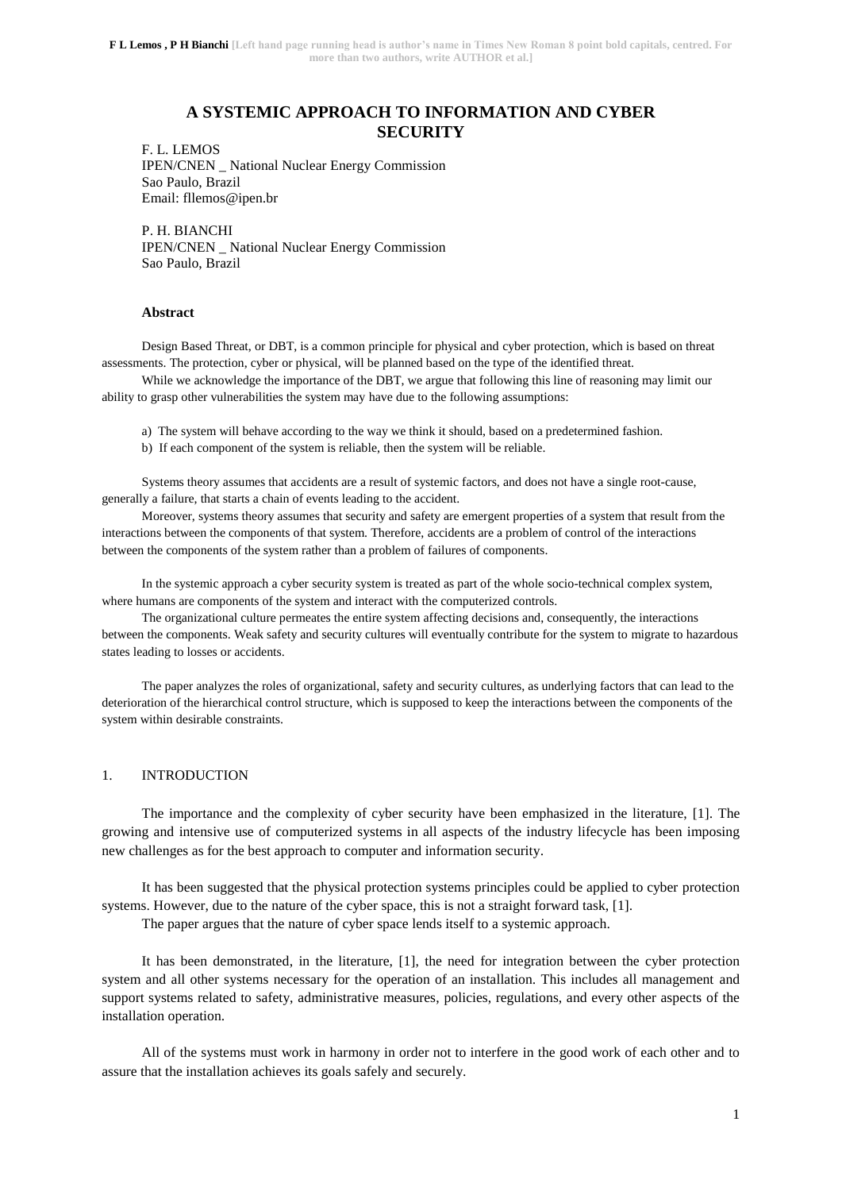# A SYSTEMIC APPROACH TO INFORMATION AND CYBER SECURITY

F. L. LEMOS
IPEN/CNEN _ National Nuclear Energy Commission
Sao Paulo, Brazil
Email: fllemos@ipen.br

P. H. BIANCHI
IPEN/CNEN _ National Nuclear Energy Commission
Sao Paulo, Brazil

### Abstract

Design Based Threat, or DBT, is a common principle for physical and cyber protection, which is based on threat assessments. The protection, cyber or physical, will be planned based on the type of the identified threat.

While we acknowledge the importance of the DBT, we argue that following this line of reasoning may limit our ability to grasp other vulnerabilities the system may have due to the following assumptions:

a) The system will behave according to the way we think it should, based on a predetermined fashion.
b) If each component of the system is reliable, then the system will be reliable.

Systems theory assumes that accidents are a result of systemic factors, and does not have a single root-cause, generally a failure, that starts a chain of events leading to the accident.

Moreover, systems theory assumes that security and safety are emergent properties of a system that result from the interactions between the components of that system. Therefore, accidents are a problem of control of the interactions between the components of the system rather than a problem of failures of components.

In the systemic approach a cyber security system is treated as part of the whole socio-technical complex system, where humans are components of the system and interact with the computerized controls.

The organizational culture permeates the entire system affecting decisions and, consequently, the interactions between the components. Weak safety and security cultures will eventually contribute for the system to migrate to hazardous states leading to losses or accidents.

The paper analyzes the roles of organizational, safety and security cultures, as underlying factors that can lead to the deterioration of the hierarchical control structure, which is supposed to keep the interactions between the components of the system within desirable constraints.

## 1. INTRODUCTION

The importance and the complexity of cyber security have been emphasized in the literature, [1]. The growing and intensive use of computerized systems in all aspects of the industry lifecycle has been imposing new challenges as for the best approach to computer and information security.

It has been suggested that the physical protection systems principles could be applied to cyber protection systems. However, due to the nature of the cyber space, this is not a straight forward task, [1].

The paper argues that the nature of cyber space lends itself to a systemic approach.

It has been demonstrated, in the literature, [1], the need for integration between the cyber protection system and all other systems necessary for the operation of an installation. This includes all management and support systems related to safety, administrative measures, policies, regulations, and every other aspects of the installation operation.

All of the systems must work in harmony in order not to interfere in the good work of each other and to assure that the installation achieves its goals safely and securely.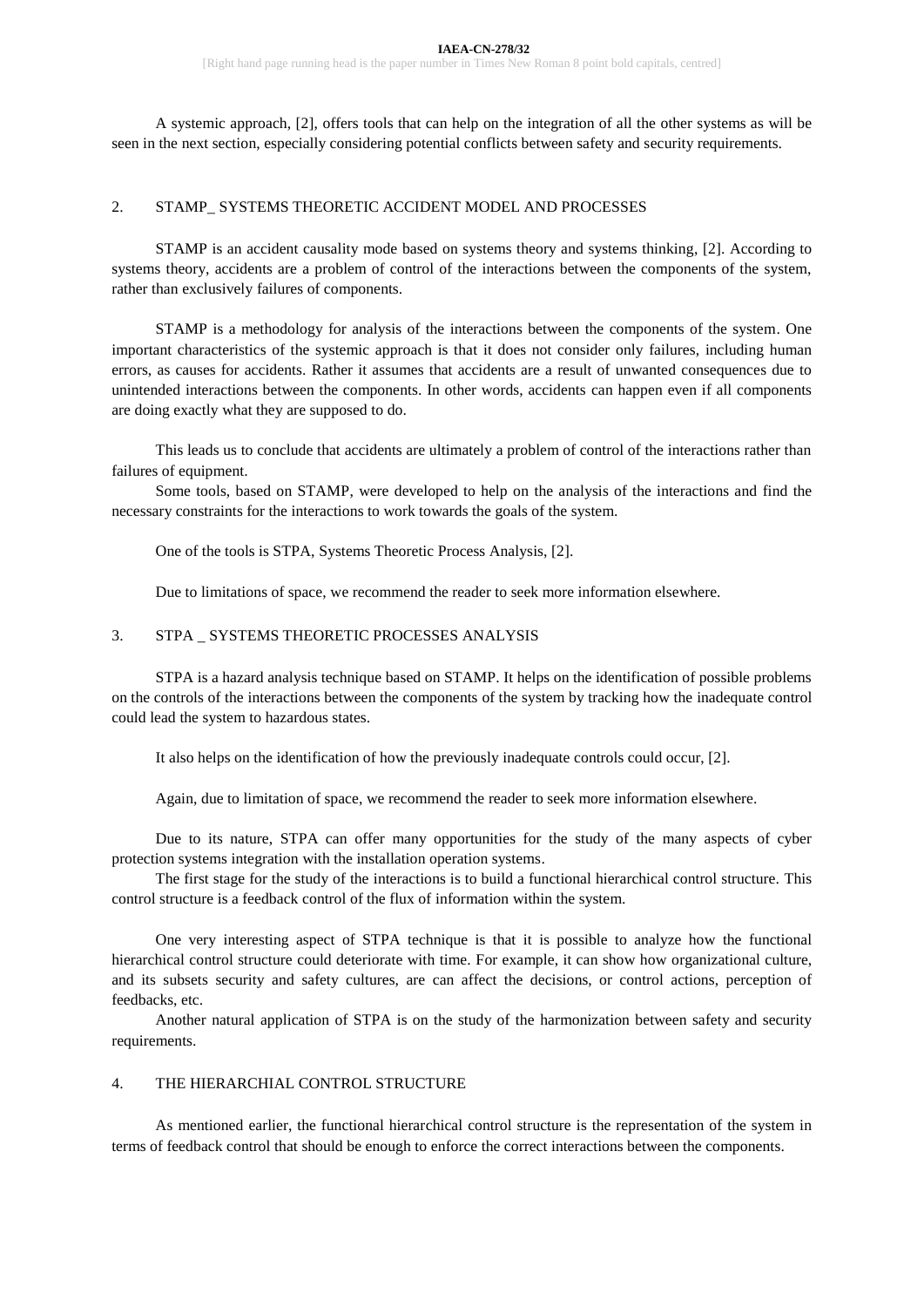A systemic approach, [2], offers tools that can help on the integration of all the other systems as will be seen in the next section, especially considering potential conflicts between safety and security requirements.

## 2. STAMP_ SYSTEMS THEORETIC ACCIDENT MODEL AND PROCESSES

STAMP is an accident causality mode based on systems theory and systems thinking, [2]. According to systems theory, accidents are a problem of control of the interactions between the components of the system, rather than exclusively failures of components.

STAMP is a methodology for analysis of the interactions between the components of the system. One important characteristics of the systemic approach is that it does not consider only failures, including human errors, as causes for accidents. Rather it assumes that accidents are a result of unwanted consequences due to unintended interactions between the components. In other words, accidents can happen even if all components are doing exactly what they are supposed to do.

This leads us to conclude that accidents are ultimately a problem of control of the interactions rather than failures of equipment.

Some tools, based on STAMP, were developed to help on the analysis of the interactions and find the necessary constraints for the interactions to work towards the goals of the system.

One of the tools is STPA, Systems Theoretic Process Analysis, [2].

Due to limitations of space, we recommend the reader to seek more information elsewhere.

## 3. STPA _ SYSTEMS THEORETIC PROCESSES ANALYSIS

STPA is a hazard analysis technique based on STAMP. It helps on the identification of possible problems on the controls of the interactions between the components of the system by tracking how the inadequate control could lead the system to hazardous states.

It also helps on the identification of how the previously inadequate controls could occur, [2].

Again, due to limitation of space, we recommend the reader to seek more information elsewhere.

Due to its nature, STPA can offer many opportunities for the study of the many aspects of cyber protection systems integration with the installation operation systems.

The first stage for the study of the interactions is to build a functional hierarchical control structure. This control structure is a feedback control of the flux of information within the system.

One very interesting aspect of STPA technique is that it is possible to analyze how the functional hierarchical control structure could deteriorate with time. For example, it can show how organizational culture, and its subsets security and safety cultures, are can affect the decisions, or control actions, perception of feedbacks, etc.

Another natural application of STPA is on the study of the harmonization between safety and security requirements.

## 4. THE HIERARCHIAL CONTROL STRUCTURE

As mentioned earlier, the functional hierarchical control structure is the representation of the system in terms of feedback control that should be enough to enforce the correct interactions between the components.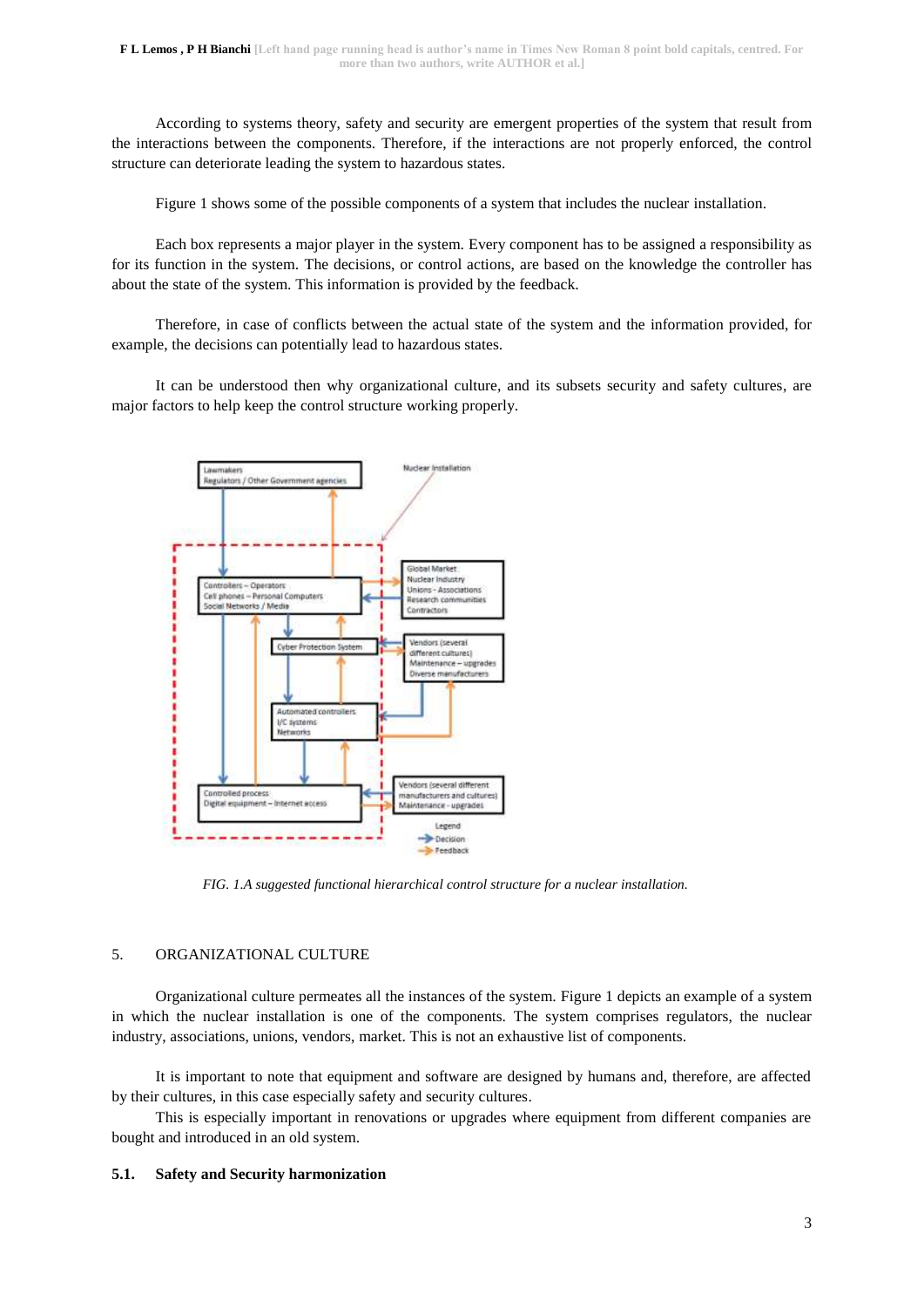According to systems theory, safety and security are emergent properties of the system that result from the interactions between the components. Therefore, if the interactions are not properly enforced, the control structure can deteriorate leading the system to hazardous states.

Figure 1 shows some of the possible components of a system that includes the nuclear installation.

Each box represents a major player in the system. Every component has to be assigned a responsibility as for its function in the system. The decisions, or control actions, are based on the knowledge the controller has about the state of the system. This information is provided by the feedback.

Therefore, in case of conflicts between the actual state of the system and the information provided, for example, the decisions can potentially lead to hazardous states.

It can be understood then why organizational culture, and its subsets security and safety cultures, are major factors to help keep the control structure working properly.

*FIG. 1.A suggested functional hierarchical control structure for a nuclear installation.*

## 5. ORGANIZATIONAL CULTURE

Organizational culture permeates all the instances of the system. Figure 1 depicts an example of a system in which the nuclear installation is one of the components. The system comprises regulators, the nuclear industry, associations, unions, vendors, market. This is not an exhaustive list of components.

It is important to note that equipment and software are designed by humans and, therefore, are affected by their cultures, in this case especially safety and security cultures.

This is especially important in renovations or upgrades where equipment from different companies are bought and introduced in an old system.

### 5.1. Safety and Security harmonization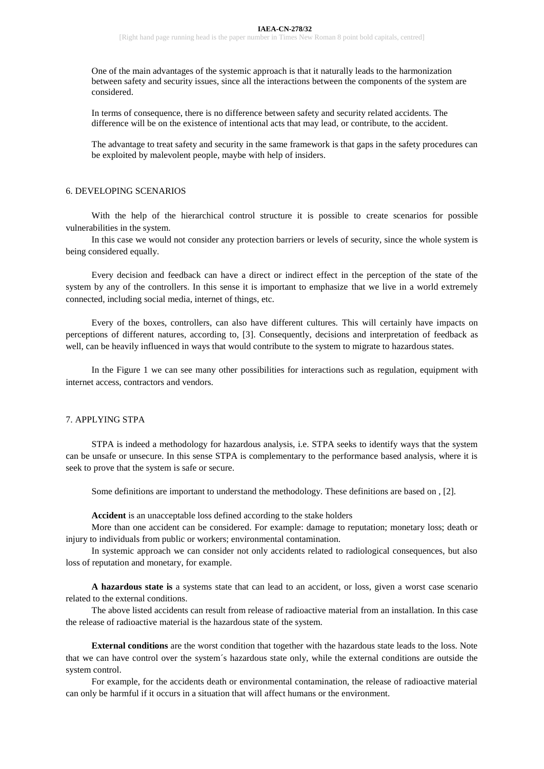One of the main advantages of the systemic approach is that it naturally leads to the harmonization between safety and security issues, since all the interactions between the components of the system are considered.

In terms of consequence, there is no difference between safety and security related accidents. The difference will be on the existence of intentional acts that may lead, or contribute, to the accident.

The advantage to treat safety and security in the same framework is that gaps in the safety procedures can be exploited by malevolent people, maybe with help of insiders.

## 6. DEVELOPING SCENARIOS

With the help of the hierarchical control structure it is possible to create scenarios for possible vulnerabilities in the system.

In this case we would not consider any protection barriers or levels of security, since the whole system is being considered equally.

Every decision and feedback can have a direct or indirect effect in the perception of the state of the system by any of the controllers. In this sense it is important to emphasize that we live in a world extremely connected, including social media, internet of things, etc.

Every of the boxes, controllers, can also have different cultures. This will certainly have impacts on perceptions of different natures, according to, [3]. Consequently, decisions and interpretation of feedback as well, can be heavily influenced in ways that would contribute to the system to migrate to hazardous states.

In the Figure 1 we can see many other possibilities for interactions such as regulation, equipment with internet access, contractors and vendors.

## 7. APPLYING STPA

STPA is indeed a methodology for hazardous analysis, i.e. STPA seeks to identify ways that the system can be unsafe or unsecure. In this sense STPA is complementary to the performance based analysis, where it is seek to prove that the system is safe or secure.

Some definitions are important to understand the methodology. These definitions are based on , [2].

**Accident** is an unacceptable loss defined according to the stake holders

More than one accident can be considered. For example: damage to reputation; monetary loss; death or injury to individuals from public or workers; environmental contamination.

In systemic approach we can consider not only accidents related to radiological consequences, but also loss of reputation and monetary, for example.

**A hazardous state is** a systems state that can lead to an accident, or loss, given a worst case scenario related to the external conditions.

The above listed accidents can result from release of radioactive material from an installation. In this case the release of radioactive material is the hazardous state of the system.

**External conditions** are the worst condition that together with the hazardous state leads to the loss. Note that we can have control over the system´s hazardous state only, while the external conditions are outside the system control.

For example, for the accidents death or environmental contamination, the release of radioactive material can only be harmful if it occurs in a situation that will affect humans or the environment.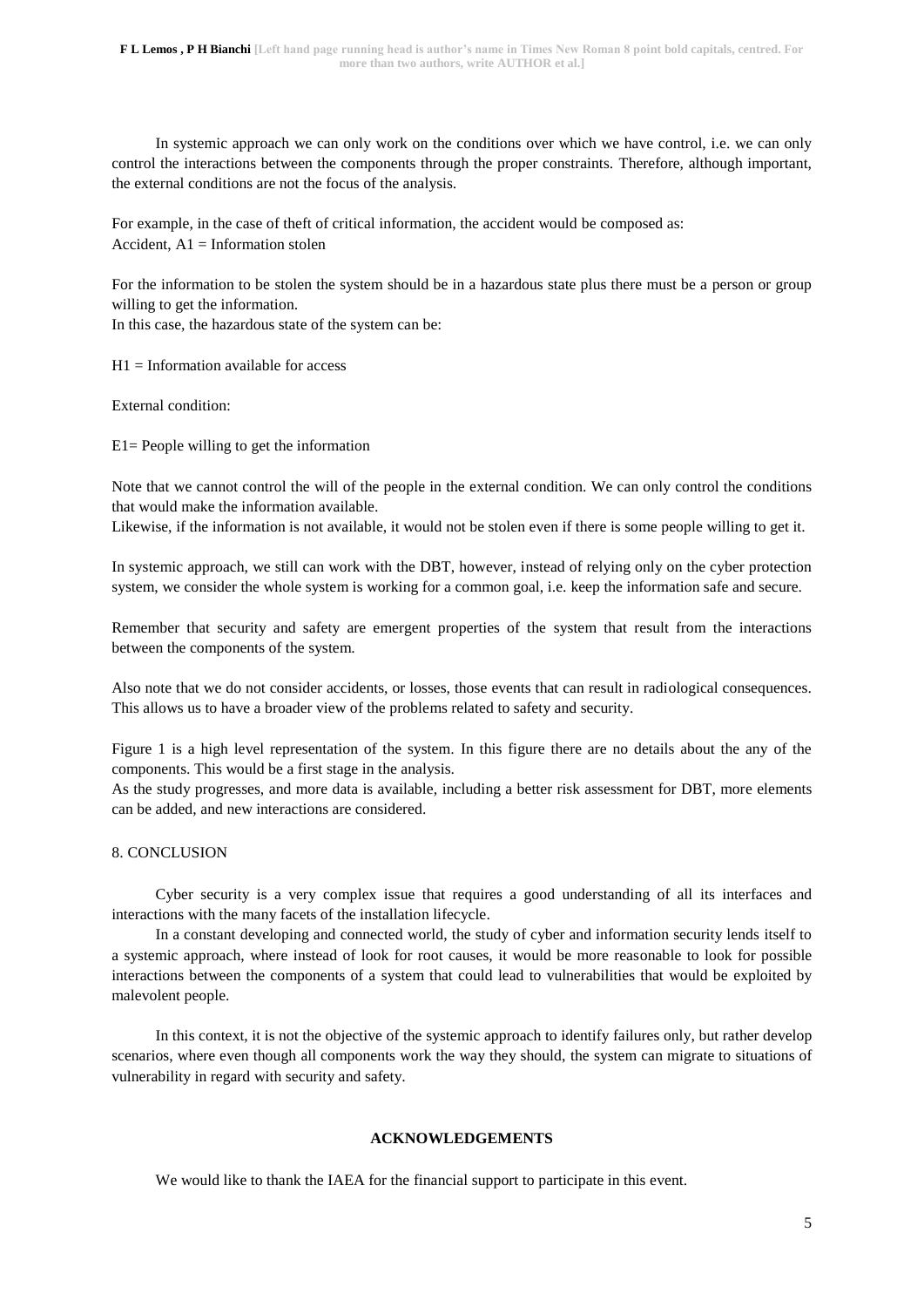In systemic approach we can only work on the conditions over which we have control, i.e. we can only control the interactions between the components through the proper constraints. Therefore, although important, the external conditions are not the focus of the analysis.

For example, in the case of theft of critical information, the accident would be composed as:
Accident, A1 = Information stolen

For the information to be stolen the system should be in a hazardous state plus there must be a person or group willing to get the information.
In this case, the hazardous state of the system can be:

H1 = Information available for access

External condition:

E1= People willing to get the information

Note that we cannot control the will of the people in the external condition. We can only control the conditions that would make the information available.
Likewise, if the information is not available, it would not be stolen even if there is some people willing to get it.

In systemic approach, we still can work with the DBT, however, instead of relying only on the cyber protection system, we consider the whole system is working for a common goal, i.e. keep the information safe and secure.

Remember that security and safety are emergent properties of the system that result from the interactions between the components of the system.

Also note that we do not consider accidents, or losses, those events that can result in radiological consequences. This allows us to have a broader view of the problems related to safety and security.

Figure 1 is a high level representation of the system. In this figure there are no details about the any of the components. This would be a first stage in the analysis.
As the study progresses, and more data is available, including a better risk assessment for DBT, more elements can be added, and new interactions are considered.

## 8. CONCLUSION

Cyber security is a very complex issue that requires a good understanding of all its interfaces and interactions with the many facets of the installation lifecycle.

In a constant developing and connected world, the study of cyber and information security lends itself to a systemic approach, where instead of look for root causes, it would be more reasonable to look for possible interactions between the components of a system that could lead to vulnerabilities that would be exploited by malevolent people.

In this context, it is not the objective of the systemic approach to identify failures only, but rather develop scenarios, where even though all components work the way they should, the system can migrate to situations of vulnerability in regard with security and safety.

## ACKNOWLEDGEMENTS

We would like to thank the IAEA for the financial support to participate in this event.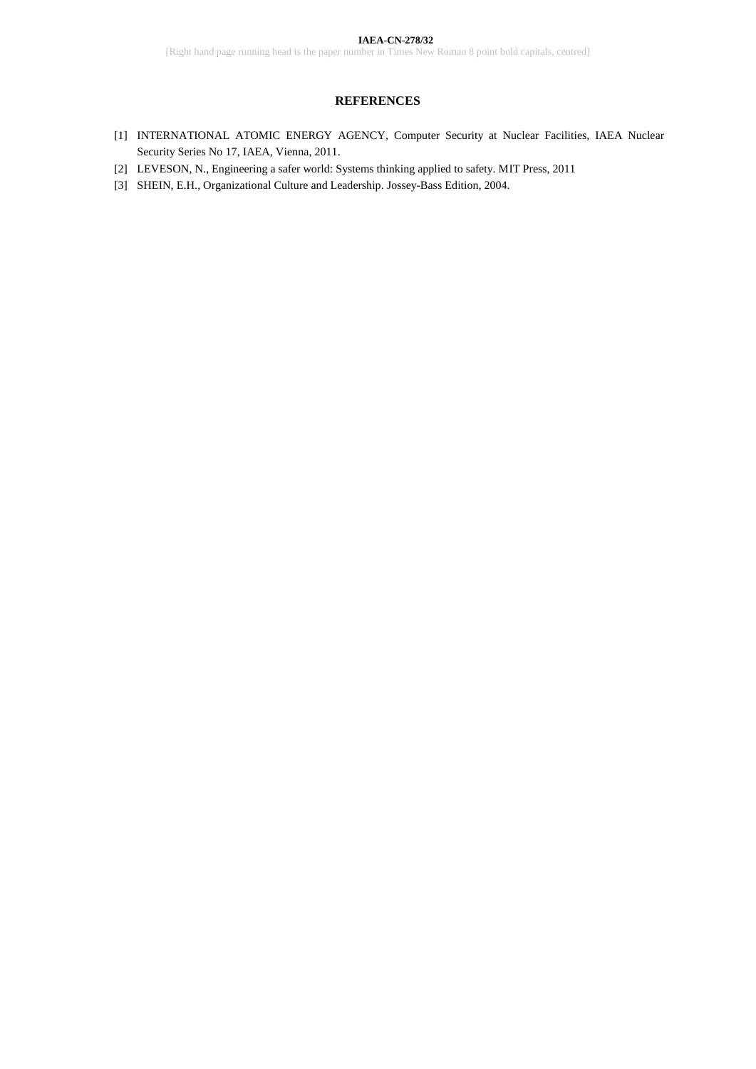## REFERENCES

[1] INTERNATIONAL ATOMIC ENERGY AGENCY, Computer Security at Nuclear Facilities, IAEA Nuclear Security Series No 17, IAEA, Vienna, 2011.

[2] LEVESON, N., Engineering a safer world: Systems thinking applied to safety. MIT Press, 2011

[3] SHEIN, E.H., Organizational Culture and Leadership. Jossey-Bass Edition, 2004.